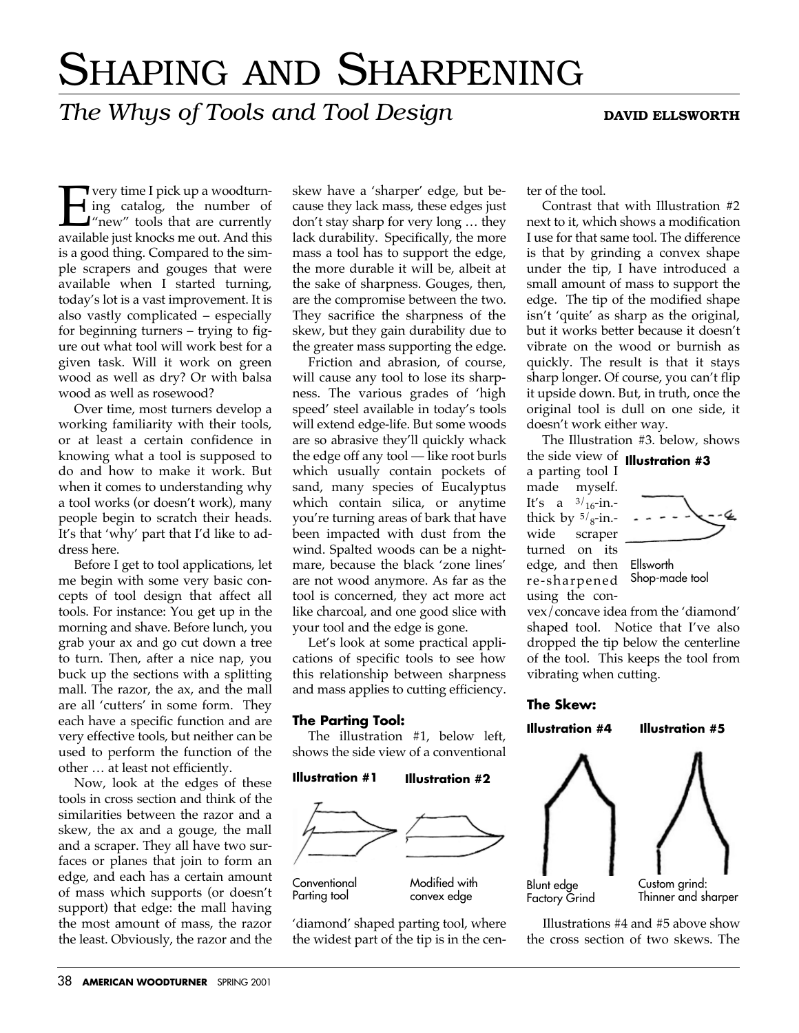# SHAPING AND SHARPENING

## *The Whys of Tools and Tool Design*

**DAVID ELLSWORTH**

Every time I pick up a woodturning catalog, the number of "new" tools that are currently available just knocks me out. And this is a good thing. Compared to the simple scrapers and gouges that were available when I started turning, today's lot is a vast improvement. It is also vastly complicated – especially for beginning turners – trying to figure out what tool will work best for a given task. Will it work on green wood as well as dry? Or with balsa wood as well as rosewood?

Over time, most turners develop a working familiarity with their tools, or at least a certain confidence in knowing what a tool is supposed to do and how to make it work. But when it comes to understanding why a tool works (or doesn't work), many people begin to scratch their heads. It's that 'why' part that I'd like to address here.

Before I get to tool applications, let me begin with some very basic concepts of tool design that affect all tools. For instance: You get up in the morning and shave. Before lunch, you grab your ax and go cut down a tree to turn. Then, after a nice nap, you buck up the sections with a splitting mall. The razor, the ax, and the mall are all 'cutters' in some form. They each have a specific function and are very effective tools, but neither can be used to perform the function of the other … at least not efficiently.

Now, look at the edges of these tools in cross section and think of the similarities between the razor and a skew, the ax and a gouge, the mall and a scraper. They all have two surfaces or planes that join to form an edge, and each has a certain amount of mass which supports (or doesn't support) that edge: the mall having the most amount of mass, the razor the least. Obviously, the razor and the skew have a 'sharper' edge, but because they lack mass, these edges just don't stay sharp for very long … they lack durability. Specifically, the more mass a tool has to support the edge, the more durable it will be, albeit at the sake of sharpness. Gouges, then, are the compromise between the two. They sacrifice the sharpness of the skew, but they gain durability due to the greater mass supporting the edge.

Friction and abrasion, of course, will cause any tool to lose its sharpness. The various grades of 'high speed' steel available in today's tools will extend edge-life. But some woods are so abrasive they'll quickly whack the edge off any tool — like root burls which usually contain pockets of sand, many species of Eucalyptus which contain silica, or anytime you're turning areas of bark that have been impacted with dust from the wind. Spalted woods can be a nightmare, because the black 'zone lines' are not wood anymore. As far as the tool is concerned, they act more act like charcoal, and one good slice with your tool and the edge is gone.

Let's look at some practical applications of specific tools to see how this relationship between sharpness and mass applies to cutting efficiency.

### The Parting Tool:

The illustration #1, below left, shows the side view of a conventional 'diamond' shaped parting tool, where the widest part of the tip is in the center of the tool.

**Illustration #1**

Conventional Parting tool

**Illustration #2**

Modified with convex edge

Contrast that with Illustration #2 next to it, which shows a modification I use for that same tool. The difference is that by grinding a convex shape under the tip, I have introduced a small amount of mass to support the edge. The tip of the modified shape isn't 'quite' as sharp as the original, but it works better because it doesn't vibrate on the wood or burnish as quickly. The result is that it stays sharp longer. Of course, you can't flip it upside down. But, in truth, once the original tool is dull on one side, it doesn't work either way.

The Illustration #3. below, shows the side view of a parting tool I made myself. It's a $^{3}/_{16}$-in.-thick by $^{5}/_{8}$-in.-wide scraper turned on its edge, and then re-sharpened using the convex/concave idea from the 'diamond' shaped tool. Notice that I've also dropped the tip below the centerline of the tool. This keeps the tool from vibrating when cutting.

**Illustration #3**

Ellsworth Shop-made tool

### The Skew:

**Illustration #4**

Blunt edge Factory Grind

**Illustration #5**

Custom grind: Thinner and sharper

Illustrations #4 and #5 above show the cross section of two skews. The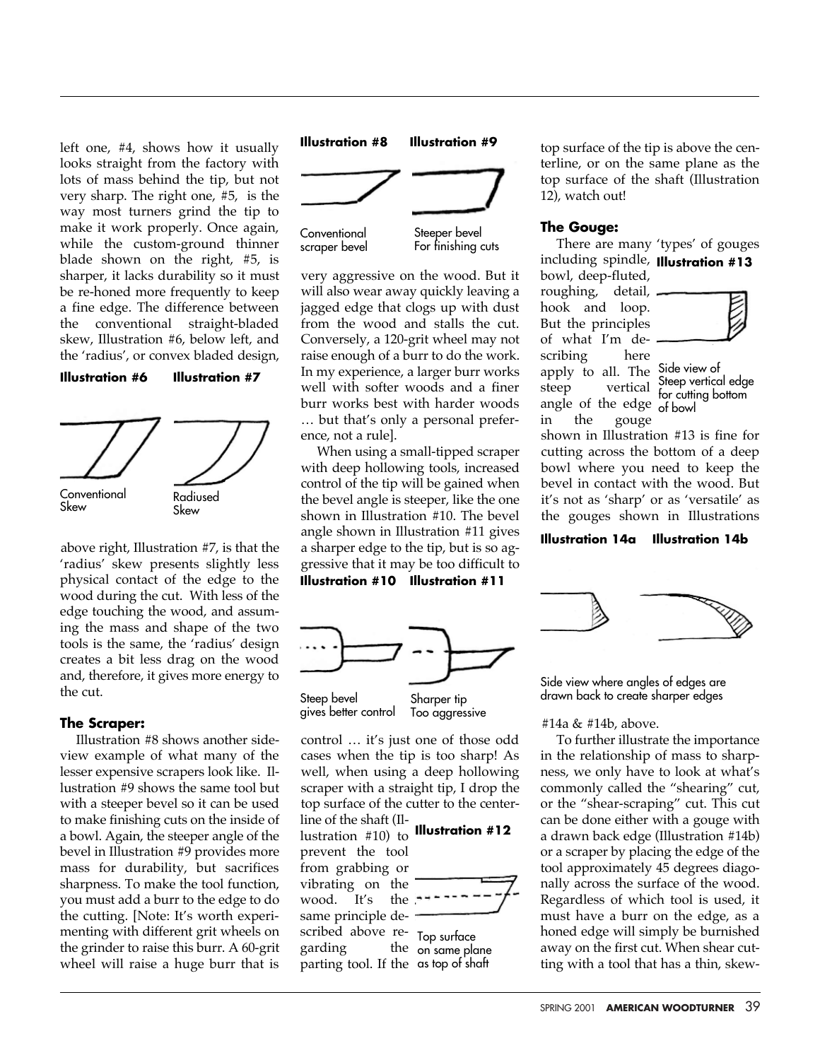left one, #4, shows how it usually looks straight from the factory with lots of mass behind the tip, but not very sharp. The right one, #5, is the way most turners grind the tip to make it work properly. Once again, while the custom-ground thinner blade shown on the right, #5, is sharper, it lacks durability so it must be re-honed more frequently to keep a fine edge. The difference between the conventional straight-bladed skew, Illustration #6, below left, and the 'radius', or convex bladed design,

**Illustration #6** **Illustration #7**

Conventional Skew

Radiused Skew

above right, Illustration #7, is that the 'radius' skew presents slightly less physical contact of the edge to the wood during the cut. With less of the edge touching the wood, and assuming the mass and shape of the two tools is the same, the 'radius' design creates a bit less drag on the wood and, therefore, it gives more energy to the cut.

### The Scraper:

Illustration #8 shows another side-view example of what many of the lesser expensive scrapers look like. Illustration #9 shows the same tool but with a steeper bevel so it can be used to make finishing cuts on the inside of a bowl. Again, the steeper angle of the bevel in Illustration #9 provides more mass for durability, but sacrifices sharpness. To make the tool function, you must add a burr to the edge to do the cutting. [Note: It's worth experimenting with different grit wheels on the grinder to raise this burr. A 60-grit wheel will raise a huge burr that is

**Illustration #8** **Illustration #9**

Conventional scraper bevel

Steeper bevel For finishing cuts

very aggressive on the wood. But it will also wear away quickly leaving a jagged edge that clogs up with dust from the wood and stalls the cut. Conversely, a 120-grit wheel may not raise enough of a burr to do the work. In my experience, a larger burr works well with softer woods and a finer burr works best with harder woods … but that's only a personal preference, not a rule].

When using a small-tipped scraper with deep hollowing tools, increased control of the tip will be gained when the bevel angle is steeper, like the one shown in Illustration #10. The bevel angle shown in Illustration #11 gives a sharper edge to the tip, but is so aggressive that it may be too difficult to control … it's just one of those odd cases when the tip is too sharp! As well, when using a deep hollowing scraper with a straight tip, I drop the top surface of the cutter to the centerline of the shaft (Illustration #10) to prevent the tool from grabbing or vibrating on the wood. It's the same principle described above regarding the parting tool. If the top surface of the tip is above the centerline, or on the same plane as the top surface of the shaft (Illustration 12), watch out!

**Illustration #10** **Illustration #11**

Steep bevel gives better control

Sharper tip Too aggressive

**Illustration #12**

Top surface on same plane as top of shaft

### The Gouge:

There are many 'types' of gouges including spindle, bowl, deep-fluted, roughing, detail, hook and loop. But the principles of what I'm describing here apply to all. The steep vertical angle of the edge in the gouge shown in Illustration #13 is fine for cutting across the bottom of a deep bowl where you need to keep the bevel in contact with the wood. But it's not as 'sharp' or as 'versatile' as the gouges shown in Illustrations #14a & #14b, above.

**Illustration #13**

Side view of Steep vertical edge for cutting bottom of bowl

**Illustration 14a** **Illustration 14b**

Side view where angles of edges are drawn back to create sharper edges

To further illustrate the importance in the relationship of mass to sharpness, we only have to look at what's commonly called the "shearing" cut, or the "shear-scraping" cut. This cut can be done either with a gouge with a drawn back edge (Illustration #14b) or a scraper by placing the edge of the tool approximately 45 degrees diagonally across the surface of the wood. Regardless of which tool is used, it must have a burr on the edge, as a honed edge will simply be burnished away on the first cut. When shear cutting with a tool that has a thin, skew-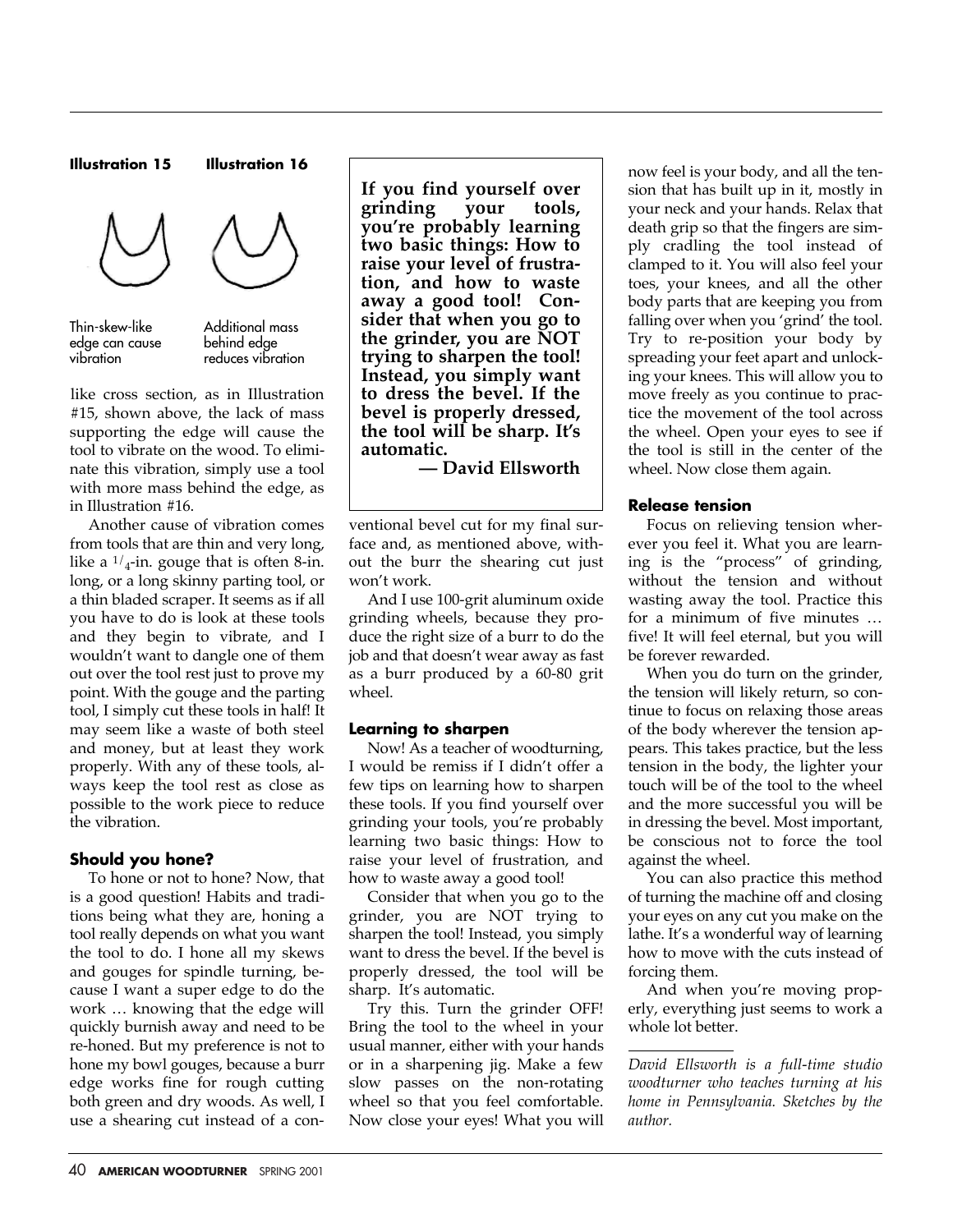**Illustration 15**

Thin-skew-like edge can cause vibration

**Illustration 16**

Additional mass behind edge reduces vibration

like cross section, as in Illustration #15, shown above, the lack of mass supporting the edge will cause the tool to vibrate on the wood. To eliminate this vibration, simply use a tool with more mass behind the edge, as in Illustration #16.

Another cause of vibration comes from tools that are thin and very long, like a 1/4-in. gouge that is often 8-in. long, or a long skinny parting tool, or a thin bladed scraper. It seems as if all you have to do is look at these tools and they begin to vibrate, and I wouldn't want to dangle one of them out over the tool rest just to prove my point. With the gouge and the parting tool, I simply cut these tools in half! It may seem like a waste of both steel and money, but at least they work properly. With any of these tools, always keep the tool rest as close as possible to the work piece to reduce the vibration.

### Should you hone?

To hone or not to hone? Now, that is a good question! Habits and traditions being what they are, honing a tool really depends on what you want the tool to do. I hone all my skews and gouges for spindle turning, because I want a super edge to do the work … knowing that the edge will quickly burnish away and need to be re-honed. But my preference is not to hone my bowl gouges, because a burr edge works fine for rough cutting both green and dry woods. As well, I use a shearing cut instead of a conventional bevel cut for my final surface and, as mentioned above, without the burr the shearing cut just won't work.

**If you find yourself over grinding your tools, you're probably learning two basic things: How to raise your level of frustration, and how to waste away a good tool! Consider that when you go to the grinder, you are NOT trying to sharpen the tool! Instead, you simply want to dress the bevel. If the bevel is properly dressed, the tool will be sharp. It's automatic.**

**— David Ellsworth**

And I use 100-grit aluminum oxide grinding wheels, because they produce the right size of a burr to do the job and that doesn't wear away as fast as a burr produced by a 60-80 grit wheel.

### Learning to sharpen

Now! As a teacher of woodturning, I would be remiss if I didn't offer a few tips on learning how to sharpen these tools. If you find yourself over grinding your tools, you're probably learning two basic things: How to raise your level of frustration, and how to waste away a good tool!

Consider that when you go to the grinder, you are NOT trying to sharpen the tool! Instead, you simply want to dress the bevel. If the bevel is properly dressed, the tool will be sharp. It's automatic.

Try this. Turn the grinder OFF! Bring the tool to the wheel in your usual manner, either with your hands or in a sharpening jig. Make a few slow passes on the non-rotating wheel so that you feel comfortable. Now close your eyes! What you will now feel is your body, and all the tension that has built up in it, mostly in your neck and your hands. Relax that death grip so that the fingers are simply cradling the tool instead of clamped to it. You will also feel your toes, your knees, and all the other body parts that are keeping you from falling over when you 'grind' the tool. Try to re-position your body by spreading your feet apart and unlocking your knees. This will allow you to move freely as you continue to practice the movement of the tool across the wheel. Open your eyes to see if the tool is still in the center of the wheel. Now close them again.

### Release tension

Focus on relieving tension wherever you feel it. What you are learning is the "process" of grinding, without the tension and without wasting away the tool. Practice this for a minimum of five minutes … five! It will feel eternal, but you will be forever rewarded.

When you do turn on the grinder, the tension will likely return, so continue to focus on relaxing those areas of the body wherever the tension appears. This takes practice, but the less tension in the body, the lighter your touch will be of the tool to the wheel and the more successful you will be in dressing the bevel. Most important, be conscious not to force the tool against the wheel.

You can also practice this method of turning the machine off and closing your eyes on any cut you make on the lathe. It's a wonderful way of learning how to move with the cuts instead of forcing them.

And when you're moving properly, everything just seems to work a whole lot better.

---

*David Ellsworth is a full-time studio woodturner who teaches turning at his home in Pennsylvania. Sketches by the author.*